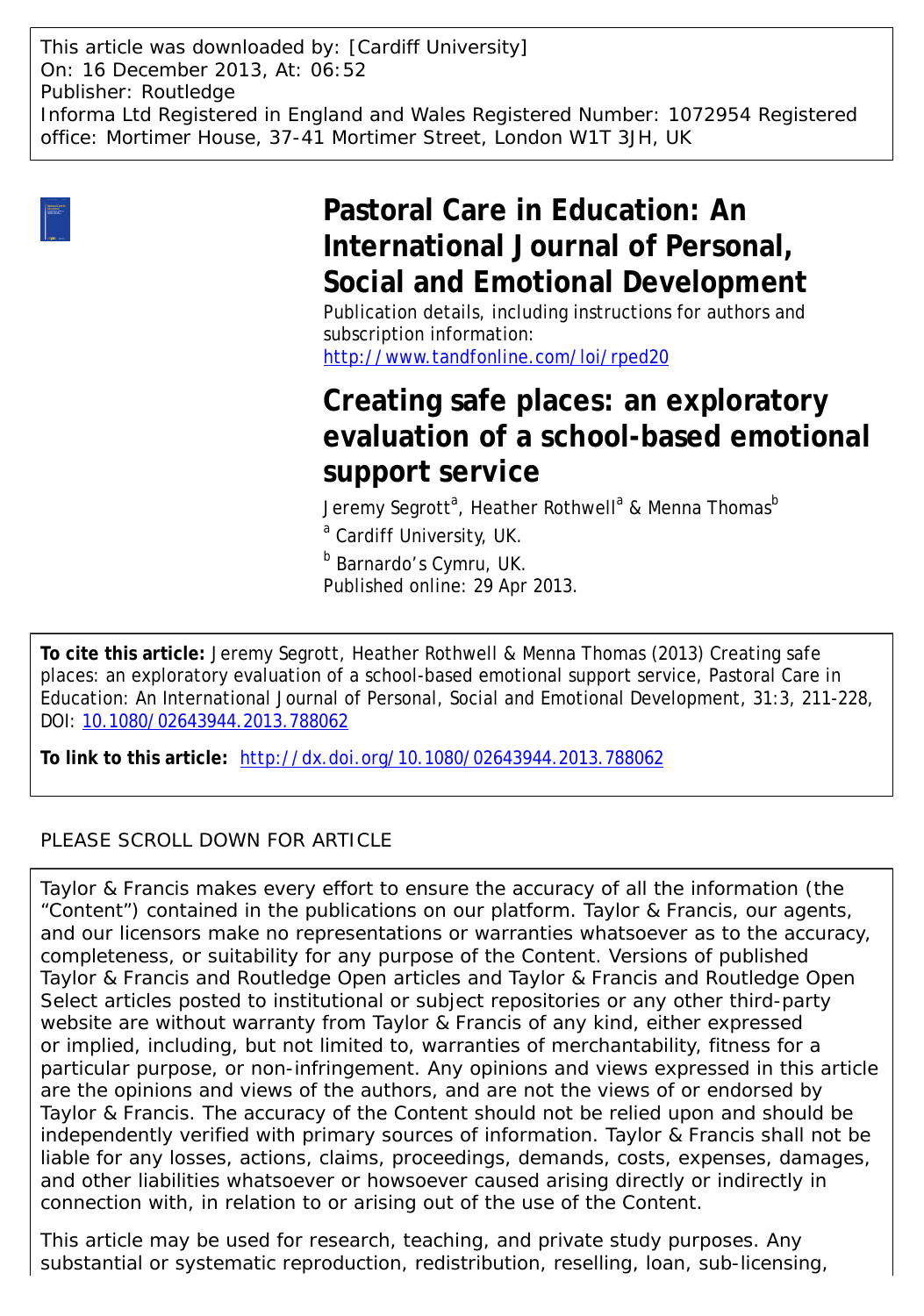This article was downloaded by: [Cardiff University]
On: 16 December 2013, At: 06:52
Publisher: Routledge
Informa Ltd Registered in England and Wales Registered Number: 1072954 Registered office: Mortimer House, 37-41 Mortimer Street, London W1T 3JH, UK

# Pastoral Care in Education: An International Journal of Personal, Social and Emotional Development

Publication details, including instructions for authors and subscription information:
http://www.tandfonline.com/loi/rped20

# Creating safe places: an exploratory evaluation of a school-based emotional support service

Jeremy Segrott[a], Heather Rothwell[a] & Menna Thomas[b]

[a] Cardiff University, UK.

[b] Barnardo's Cymru, UK.

Published online: 29 Apr 2013.

**To cite this article:** Jeremy Segrott, Heather Rothwell & Menna Thomas (2013) Creating safe places: an exploratory evaluation of a school-based emotional support service, Pastoral Care in Education: An International Journal of Personal, Social and Emotional Development, 31:3, 211-228, DOI: 10.1080/02643944.2013.788062

**To link to this article:** http://dx.doi.org/10.1080/02643944.2013.788062

PLEASE SCROLL DOWN FOR ARTICLE

Taylor & Francis makes every effort to ensure the accuracy of all the information (the "Content") contained in the publications on our platform. Taylor & Francis, our agents, and our licensors make no representations or warranties whatsoever as to the accuracy, completeness, or suitability for any purpose of the Content. Versions of published Taylor & Francis and Routledge Open articles and Taylor & Francis and Routledge Open Select articles posted to institutional or subject repositories or any other third-party website are without warranty from Taylor & Francis of any kind, either expressed or implied, including, but not limited to, warranties of merchantability, fitness for a particular purpose, or non-infringement. Any opinions and views expressed in this article are the opinions and views of the authors, and are not the views of or endorsed by Taylor & Francis. The accuracy of the Content should not be relied upon and should be independently verified with primary sources of information. Taylor & Francis shall not be liable for any losses, actions, claims, proceedings, demands, costs, expenses, damages, and other liabilities whatsoever or howsoever caused arising directly or indirectly in connection with, in relation to or arising out of the use of the Content.

This article may be used for research, teaching, and private study purposes. Any substantial or systematic reproduction, redistribution, reselling, loan, sub-licensing,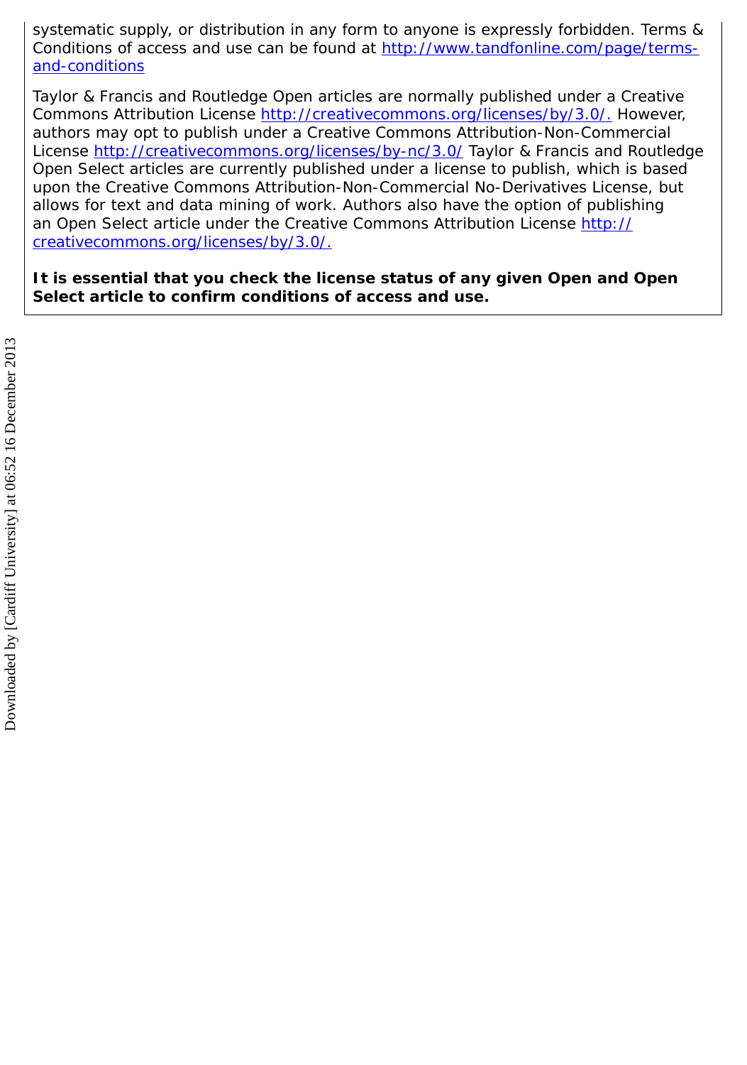systematic supply, or distribution in any form to anyone is expressly forbidden. Terms & Conditions of access and use can be found at http://www.tandfonline.com/page/terms-and-conditions

Taylor & Francis and Routledge Open articles are normally published under a Creative Commons Attribution License http://creativecommons.org/licenses/by/3.0/. However, authors may opt to publish under a Creative Commons Attribution-Non-Commercial License http://creativecommons.org/licenses/by-nc/3.0/ Taylor & Francis and Routledge Open Select articles are currently published under a license to publish, which is based upon the Creative Commons Attribution-Non-Commercial No-Derivatives License, but allows for text and data mining of work. Authors also have the option of publishing an Open Select article under the Creative Commons Attribution License http://creativecommons.org/licenses/by/3.0/.

**It is essential that you check the license status of any given Open and Open Select article to confirm conditions of access and use.**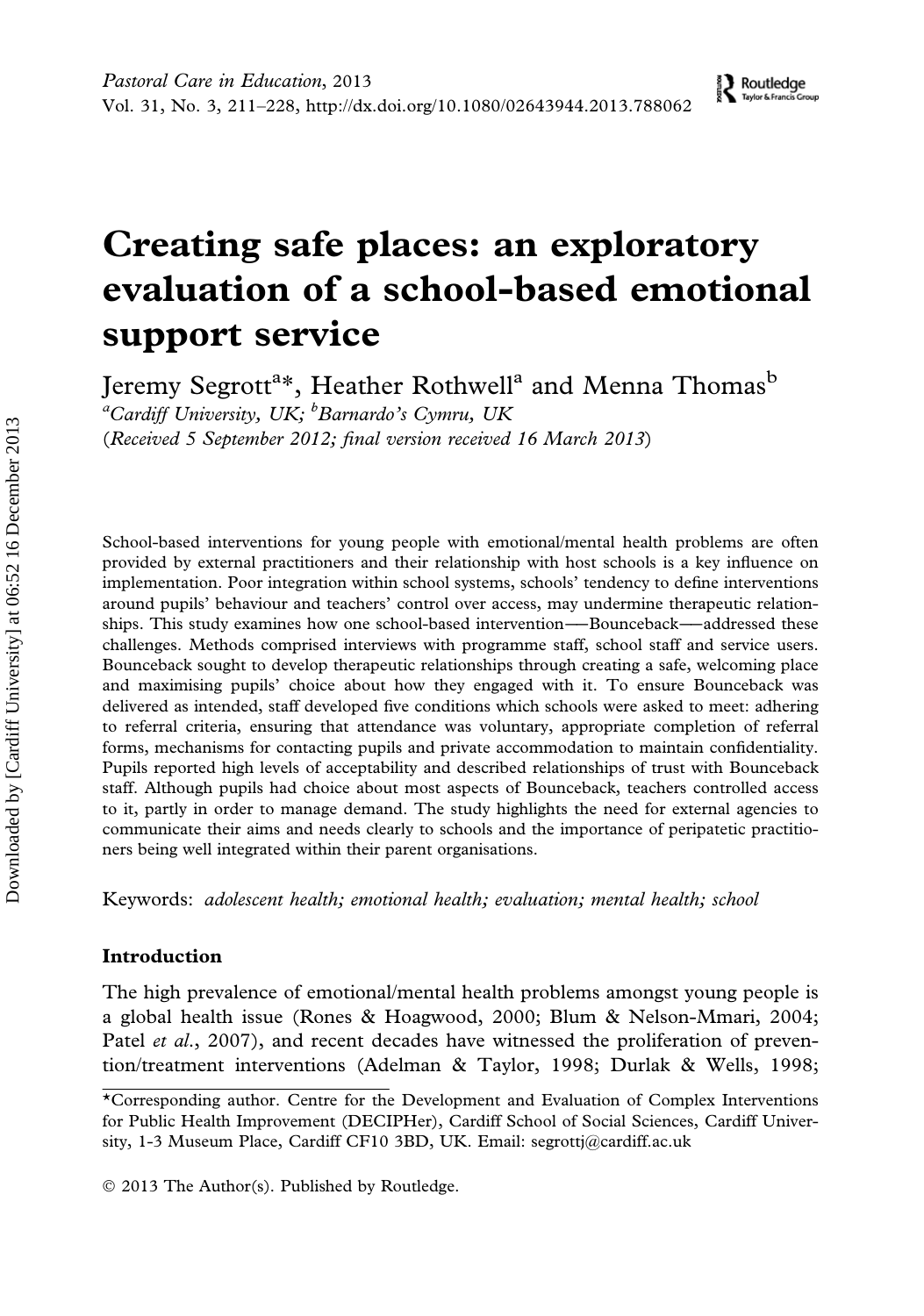# Creating safe places: an exploratory evaluation of a school-based emotional support service

Jeremy Segrott[a]*, Heather Rothwell[a] and Menna Thomas[b]

[a]*Cardiff University, UK;* [b]*Barnardo's Cymru, UK*

(*Received 5 September 2012; final version received 16 March 2013*)

School-based interventions for young people with emotional/mental health problems are often provided by external practitioners and their relationship with host schools is a key influence on implementation. Poor integration within school systems, schools' tendency to define interventions around pupils' behaviour and teachers' control over access, may undermine therapeutic relationships. This study examines how one school-based intervention—Bounceback—addressed these challenges. Methods comprised interviews with programme staff, school staff and service users. Bounceback sought to develop therapeutic relationships through creating a safe, welcoming place and maximising pupils' choice about how they engaged with it. To ensure Bounceback was delivered as intended, staff developed five conditions which schools were asked to meet: adhering to referral criteria, ensuring that attendance was voluntary, appropriate completion of referral forms, mechanisms for contacting pupils and private accommodation to maintain confidentiality. Pupils reported high levels of acceptability and described relationships of trust with Bounceback staff. Although pupils had choice about most aspects of Bounceback, teachers controlled access to it, partly in order to manage demand. The study highlights the need for external agencies to communicate their aims and needs clearly to schools and the importance of peripatetic practitioners being well integrated within their parent organisations.

Keywords: *adolescent health; emotional health; evaluation; mental health; school*

## Introduction

The high prevalence of emotional/mental health problems amongst young people is a global health issue (Rones & Hoagwood, 2000; Blum & Nelson-Mmari, 2004; Patel *et al*., 2007), and recent decades have witnessed the proliferation of prevention/treatment interventions (Adelman & Taylor, 1998; Durlak & Wells, 1998;

*Corresponding author. Centre for the Development and Evaluation of Complex Interventions for Public Health Improvement (DECIPHer), Cardiff School of Social Sciences, Cardiff University, 1-3 Museum Place, Cardiff CF10 3BD, UK. Email: segrottj@cardiff.ac.uk

© 2013 The Author(s). Published by Routledge.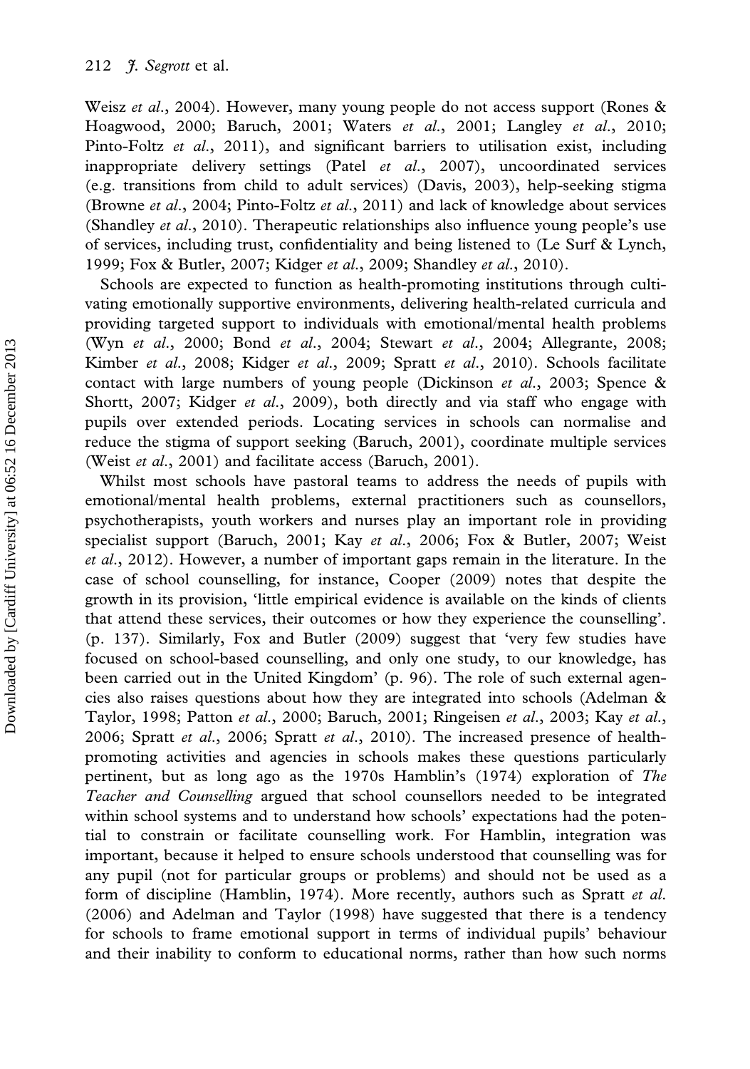Weisz *et al*., 2004). However, many young people do not access support (Rones & Hoagwood, 2000; Baruch, 2001; Waters *et al*., 2001; Langley *et al*., 2010; Pinto-Foltz *et al*., 2011), and significant barriers to utilisation exist, including inappropriate delivery settings (Patel *et al*., 2007), uncoordinated services (e.g. transitions from child to adult services) (Davis, 2003), help-seeking stigma (Browne *et al*., 2004; Pinto-Foltz *et al*., 2011) and lack of knowledge about services (Shandley *et al*., 2010). Therapeutic relationships also influence young people's use of services, including trust, confidentiality and being listened to (Le Surf & Lynch, 1999; Fox & Butler, 2007; Kidger *et al*., 2009; Shandley *et al*., 2010).

Schools are expected to function as health-promoting institutions through cultivating emotionally supportive environments, delivering health-related curricula and providing targeted support to individuals with emotional/mental health problems (Wyn *et al*., 2000; Bond *et al*., 2004; Stewart *et al*., 2004; Allegrante, 2008; Kimber *et al*., 2008; Kidger *et al*., 2009; Spratt *et al*., 2010). Schools facilitate contact with large numbers of young people (Dickinson *et al*., 2003; Spence & Shortt, 2007; Kidger *et al*., 2009), both directly and via staff who engage with pupils over extended periods. Locating services in schools can normalise and reduce the stigma of support seeking (Baruch, 2001), coordinate multiple services (Weist *et al*., 2001) and facilitate access (Baruch, 2001).

Whilst most schools have pastoral teams to address the needs of pupils with emotional/mental health problems, external practitioners such as counsellors, psychotherapists, youth workers and nurses play an important role in providing specialist support (Baruch, 2001; Kay *et al*., 2006; Fox & Butler, 2007; Weist *et al*., 2012). However, a number of important gaps remain in the literature. In the case of school counselling, for instance, Cooper (2009) notes that despite the growth in its provision, 'little empirical evidence is available on the kinds of clients that attend these services, their outcomes or how they experience the counselling'. (p. 137). Similarly, Fox and Butler (2009) suggest that 'very few studies have focused on school-based counselling, and only one study, to our knowledge, has been carried out in the United Kingdom' (p. 96). The role of such external agencies also raises questions about how they are integrated into schools (Adelman & Taylor, 1998; Patton *et al*., 2000; Baruch, 2001; Ringeisen *et al*., 2003; Kay *et al*., 2006; Spratt *et al*., 2006; Spratt *et al*., 2010). The increased presence of health-promoting activities and agencies in schools makes these questions particularly pertinent, but as long ago as the 1970s Hamblin's (1974) exploration of *The Teacher and Counselling* argued that school counsellors needed to be integrated within school systems and to understand how schools' expectations had the potential to constrain or facilitate counselling work. For Hamblin, integration was important, because it helped to ensure schools understood that counselling was for any pupil (not for particular groups or problems) and should not be used as a form of discipline (Hamblin, 1974). More recently, authors such as Spratt *et al*. (2006) and Adelman and Taylor (1998) have suggested that there is a tendency for schools to frame emotional support in terms of individual pupils' behaviour and their inability to conform to educational norms, rather than how such norms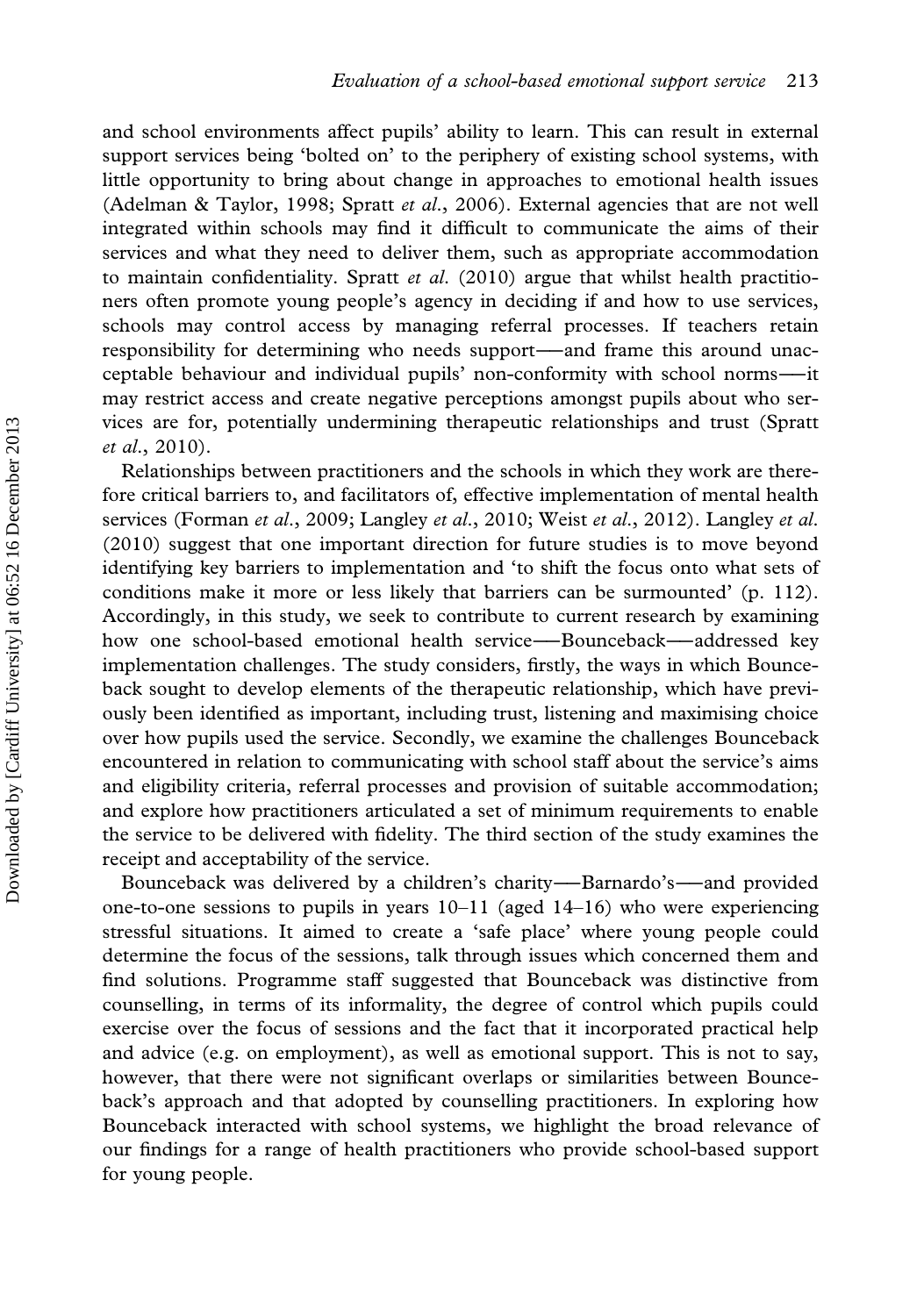and school environments affect pupils' ability to learn. This can result in external support services being 'bolted on' to the periphery of existing school systems, with little opportunity to bring about change in approaches to emotional health issues (Adelman & Taylor, 1998; Spratt *et al.*, 2006). External agencies that are not well integrated within schools may find it difficult to communicate the aims of their services and what they need to deliver them, such as appropriate accommodation to maintain confidentiality. Spratt *et al.* (2010) argue that whilst health practitioners often promote young people's agency in deciding if and how to use services, schools may control access by managing referral processes. If teachers retain responsibility for determining who needs support—and frame this around unacceptable behaviour and individual pupils' non-conformity with school norms—it may restrict access and create negative perceptions amongst pupils about who services are for, potentially undermining therapeutic relationships and trust (Spratt *et al.*, 2010).

Relationships between practitioners and the schools in which they work are therefore critical barriers to, and facilitators of, effective implementation of mental health services (Forman *et al.*, 2009; Langley *et al.*, 2010; Weist *et al.*, 2012). Langley *et al.* (2010) suggest that one important direction for future studies is to move beyond identifying key barriers to implementation and 'to shift the focus onto what sets of conditions make it more or less likely that barriers can be surmounted' (p. 112). Accordingly, in this study, we seek to contribute to current research by examining how one school-based emotional health service—Bounceback—addressed key implementation challenges. The study considers, firstly, the ways in which Bounceback sought to develop elements of the therapeutic relationship, which have previously been identified as important, including trust, listening and maximising choice over how pupils used the service. Secondly, we examine the challenges Bounceback encountered in relation to communicating with school staff about the service's aims and eligibility criteria, referral processes and provision of suitable accommodation; and explore how practitioners articulated a set of minimum requirements to enable the service to be delivered with fidelity. The third section of the study examines the receipt and acceptability of the service.

Bounceback was delivered by a children's charity—Barnardo's—and provided one-to-one sessions to pupils in years 10–11 (aged 14–16) who were experiencing stressful situations. It aimed to create a 'safe place' where young people could determine the focus of the sessions, talk through issues which concerned them and find solutions. Programme staff suggested that Bounceback was distinctive from counselling, in terms of its informality, the degree of control which pupils could exercise over the focus of sessions and the fact that it incorporated practical help and advice (e.g. on employment), as well as emotional support. This is not to say, however, that there were not significant overlaps or similarities between Bounceback's approach and that adopted by counselling practitioners. In exploring how Bounceback interacted with school systems, we highlight the broad relevance of our findings for a range of health practitioners who provide school-based support for young people.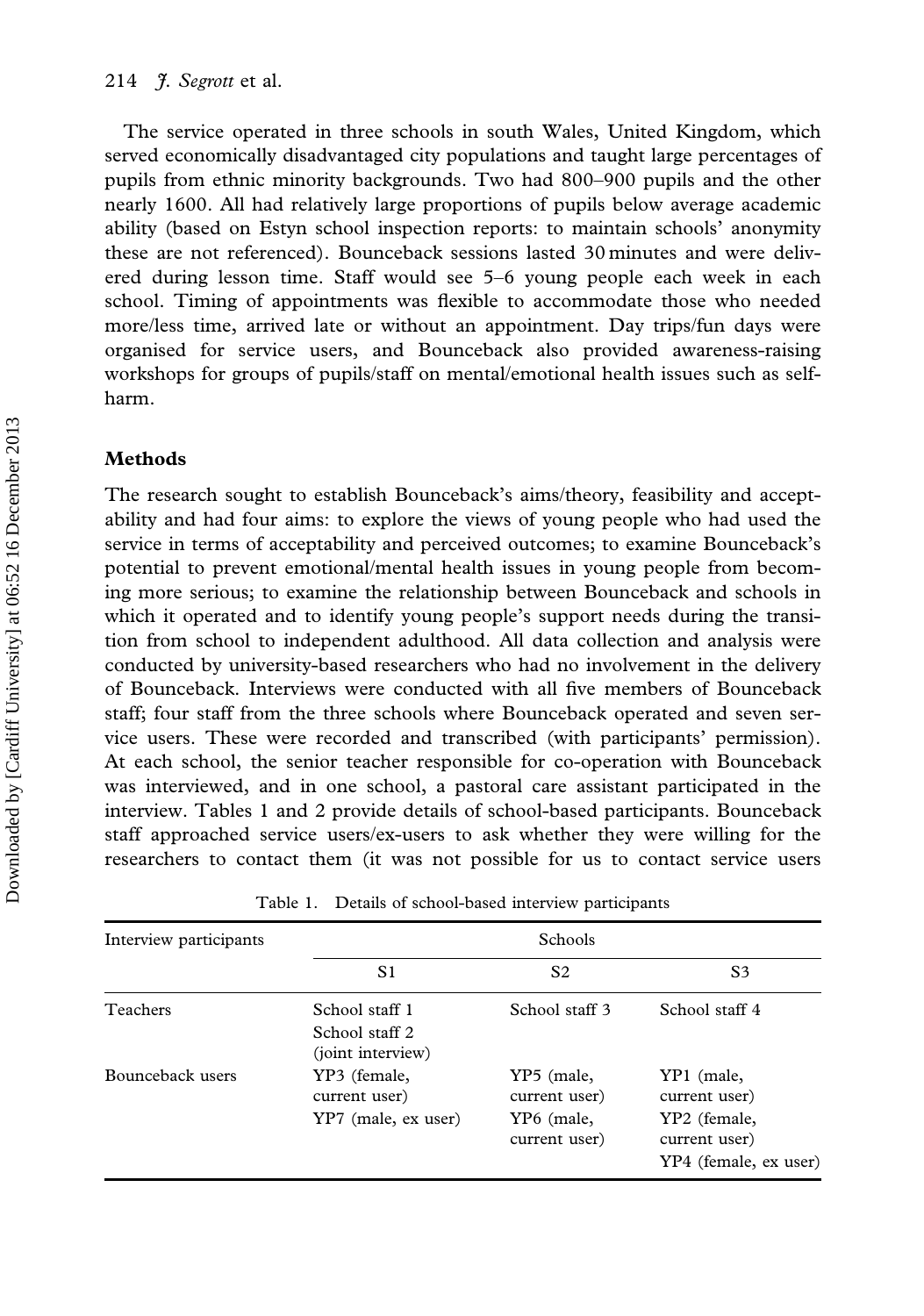The service operated in three schools in south Wales, United Kingdom, which served economically disadvantaged city populations and taught large percentages of pupils from ethnic minority backgrounds. Two had 800–900 pupils and the other nearly 1600. All had relatively large proportions of pupils below average academic ability (based on Estyn school inspection reports: to maintain schools' anonymity these are not referenced). Bounceback sessions lasted 30 minutes and were delivered during lesson time. Staff would see 5–6 young people each week in each school. Timing of appointments was flexible to accommodate those who needed more/less time, arrived late or without an appointment. Day trips/fun days were organised for service users, and Bounceback also provided awareness-raising workshops for groups of pupils/staff on mental/emotional health issues such as self-harm.

## Methods

The research sought to establish Bounceback's aims/theory, feasibility and acceptability and had four aims: to explore the views of young people who had used the service in terms of acceptability and perceived outcomes; to examine Bounceback's potential to prevent emotional/mental health issues in young people from becoming more serious; to examine the relationship between Bounceback and schools in which it operated and to identify young people's support needs during the transition from school to independent adulthood. All data collection and analysis were conducted by university-based researchers who had no involvement in the delivery of Bounceback. Interviews were conducted with all five members of Bounceback staff; four staff from the three schools where Bounceback operated and seven service users. These were recorded and transcribed (with participants' permission). At each school, the senior teacher responsible for co-operation with Bounceback was interviewed, and in one school, a pastoral care assistant participated in the interview. Tables 1 and 2 provide details of school-based participants. Bounceback staff approached service users/ex-users to ask whether they were willing for the researchers to contact them (it was not possible for us to contact service users

Table 1. Details of school-based interview participants

| Interview participants | Schools | | |
|---|---|---|---|
| | S1 | S2 | S3 |
| Teachers | School staff 1<br>School staff 2<br>(joint interview) | School staff 3 | School staff 4 |
| Bounceback users | YP3 (female, current user)<br>YP7 (male, ex user) | YP5 (male, current user)<br>YP6 (male, current user) | YP1 (male, current user)<br>YP2 (female, current user)<br>YP4 (female, ex user) |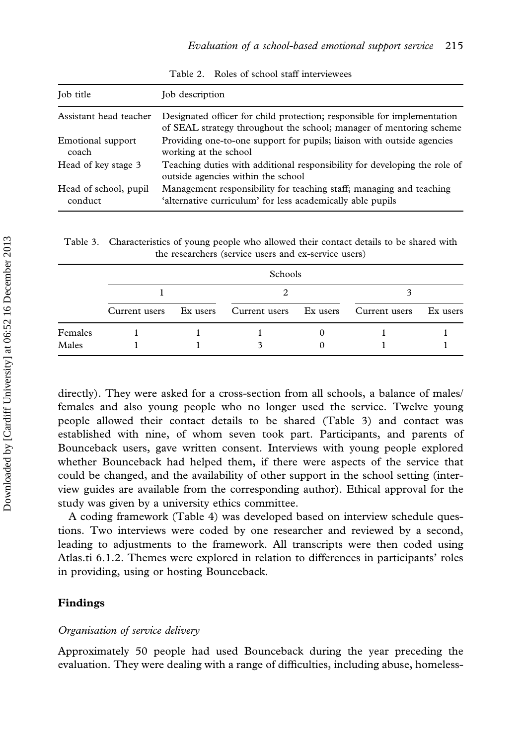Table 2. Roles of school staff interviewees

| Job title | Job description |
|---|---|
| Assistant head teacher | Designated officer for child protection; responsible for implementation of SEAL strategy throughout the school; manager of mentoring scheme |
| Emotional support coach | Providing one-to-one support for pupils; liaison with outside agencies working at the school |
| Head of key stage 3 | Teaching duties with additional responsibility for developing the role of outside agencies within the school |
| Head of school, pupil conduct | Management responsibility for teaching staff; managing and teaching 'alternative curriculum' for less academically able pupils |

Table 3. Characteristics of young people who allowed their contact details to be shared with the researchers (service users and ex-service users)

| | Schools | | | | | |
|---|---|---|---|---|---|---|
| | 1 | | 2 | | 3 | |
| | Current users | Ex users | Current users | Ex users | Current users | Ex users |
| Females | 1 | 1 | 1 | 0 | 1 | 1 |
| Males | 1 | 1 | 3 | 0 | 1 | 1 |

directly). They were asked for a cross-section from all schools, a balance of males/females and also young people who no longer used the service. Twelve young people allowed their contact details to be shared (Table 3) and contact was established with nine, of whom seven took part. Participants, and parents of Bounceback users, gave written consent. Interviews with young people explored whether Bounceback had helped them, if there were aspects of the service that could be changed, and the availability of other support in the school setting (interview guides are available from the corresponding author). Ethical approval for the study was given by a university ethics committee.

A coding framework (Table 4) was developed based on interview schedule questions. Two interviews were coded by one researcher and reviewed by a second, leading to adjustments to the framework. All transcripts were then coded using Atlas.ti 6.1.2. Themes were explored in relation to differences in participants' roles in providing, using or hosting Bounceback.

## Findings

### *Organisation of service delivery*

Approximately 50 people had used Bounceback during the year preceding the evaluation. They were dealing with a range of difficulties, including abuse, homeless-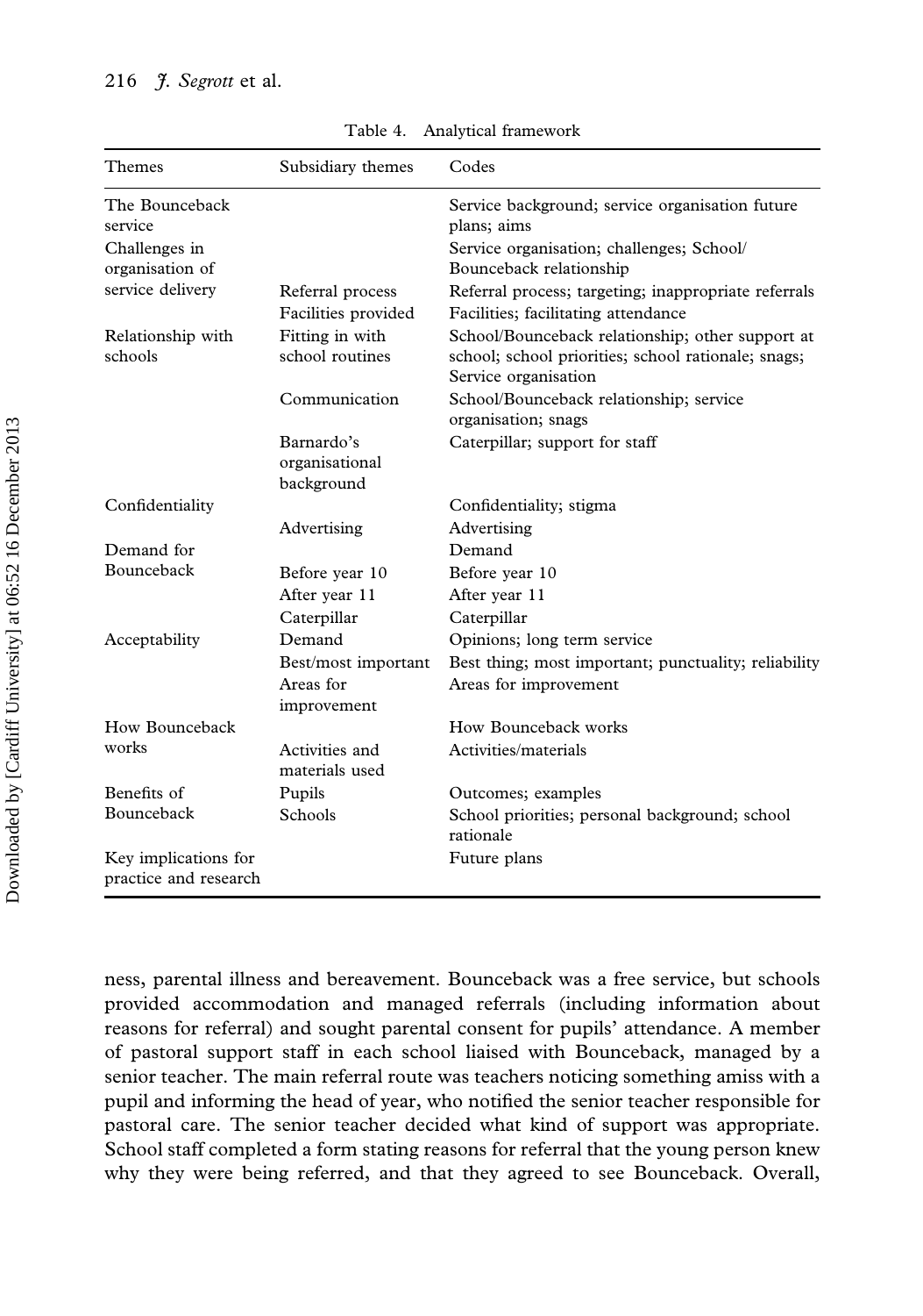Table 4. Analytical framework

| Themes | Subsidiary themes | Codes |
|---|---|---|
| The Bounceback service | | Service background; service organisation future plans; aims |
| Challenges in organisation of service delivery | | Service organisation; challenges; School/Bounceback relationship |
| | Referral process | Referral process; targeting; inappropriate referrals |
| | Facilities provided | Facilities; facilitating attendance |
| Relationship with schools | Fitting in with school routines | School/Bounceback relationship; other support at school; school priorities; school rationale; snags; Service organisation |
| | Communication | School/Bounceback relationship; service organisation; snags |
| | Barnardo's organisational background | Caterpillar; support for staff |
| Confidentiality | | Confidentiality; stigma |
| | Advertising | Advertising |
| Demand for Bounceback | | Demand |
| | Before year 10 | Before year 10 |
| | After year 11 | After year 11 |
| | Caterpillar | Caterpillar |
| Acceptability | Demand | Opinions; long term service |
| | Best/most important | Best thing; most important; punctuality; reliability |
| | Areas for improvement | Areas for improvement |
| How Bounceback works | | How Bounceback works |
| | Activities and materials used | Activities/materials |
| Benefits of Bounceback | Pupils | Outcomes; examples |
| | Schools | School priorities; personal background; school rationale |
| Key implications for practice and research | | Future plans |

ness, parental illness and bereavement. Bounceback was a free service, but schools provided accommodation and managed referrals (including information about reasons for referral) and sought parental consent for pupils' attendance. A member of pastoral support staff in each school liaised with Bounceback, managed by a senior teacher. The main referral route was teachers noticing something amiss with a pupil and informing the head of year, who notified the senior teacher responsible for pastoral care. The senior teacher decided what kind of support was appropriate. School staff completed a form stating reasons for referral that the young person knew why they were being referred, and that they agreed to see Bounceback. Overall,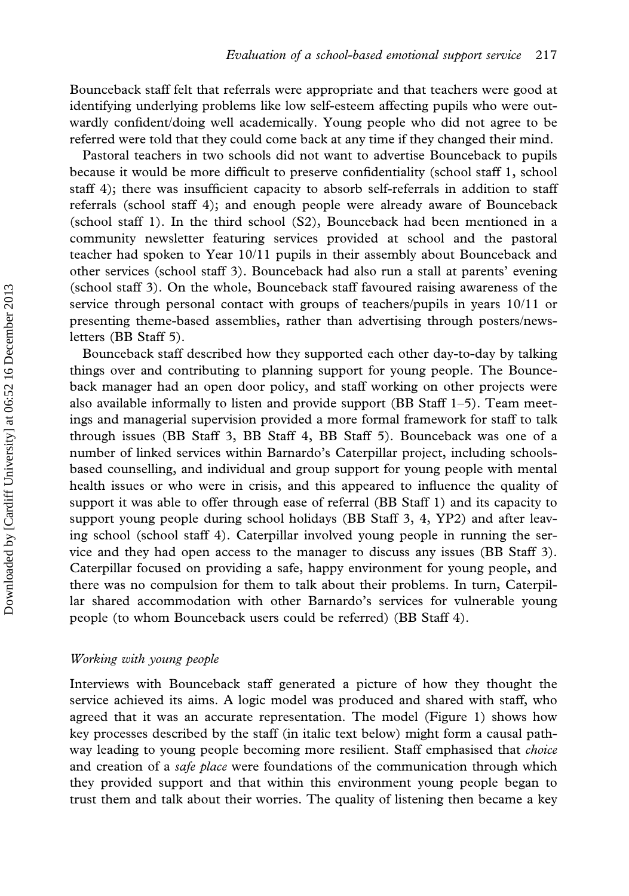Bounceback staff felt that referrals were appropriate and that teachers were good at identifying underlying problems like low self-esteem affecting pupils who were outwardly confident/doing well academically. Young people who did not agree to be referred were told that they could come back at any time if they changed their mind.

Pastoral teachers in two schools did not want to advertise Bounceback to pupils because it would be more difficult to preserve confidentiality (school staff 1, school staff 4); there was insufficient capacity to absorb self-referrals in addition to staff referrals (school staff 4); and enough people were already aware of Bounceback (school staff 1). In the third school (S2), Bounceback had been mentioned in a community newsletter featuring services provided at school and the pastoral teacher had spoken to Year 10/11 pupils in their assembly about Bounceback and other services (school staff 3). Bounceback had also run a stall at parents' evening (school staff 3). On the whole, Bounceback staff favoured raising awareness of the service through personal contact with groups of teachers/pupils in years 10/11 or presenting theme-based assemblies, rather than advertising through posters/newsletters (BB Staff 5).

Bounceback staff described how they supported each other day-to-day by talking things over and contributing to planning support for young people. The Bounceback manager had an open door policy, and staff working on other projects were also available informally to listen and provide support (BB Staff 1–5). Team meetings and managerial supervision provided a more formal framework for staff to talk through issues (BB Staff 3, BB Staff 4, BB Staff 5). Bounceback was one of a number of linked services within Barnardo's Caterpillar project, including schools-based counselling, and individual and group support for young people with mental health issues or who were in crisis, and this appeared to influence the quality of support it was able to offer through ease of referral (BB Staff 1) and its capacity to support young people during school holidays (BB Staff 3, 4, YP2) and after leaving school (school staff 4). Caterpillar involved young people in running the service and they had open access to the manager to discuss any issues (BB Staff 3). Caterpillar focused on providing a safe, happy environment for young people, and there was no compulsion for them to talk about their problems. In turn, Caterpillar shared accommodation with other Barnardo's services for vulnerable young people (to whom Bounceback users could be referred) (BB Staff 4).

### *Working with young people*

Interviews with Bounceback staff generated a picture of how they thought the service achieved its aims. A logic model was produced and shared with staff, who agreed that it was an accurate representation. The model (Figure 1) shows how key processes described by the staff (in italic text below) might form a causal pathway leading to young people becoming more resilient. Staff emphasised that *choice* and creation of a *safe place* were foundations of the communication through which they provided support and that within this environment young people began to trust them and talk about their worries. The quality of listening then became a key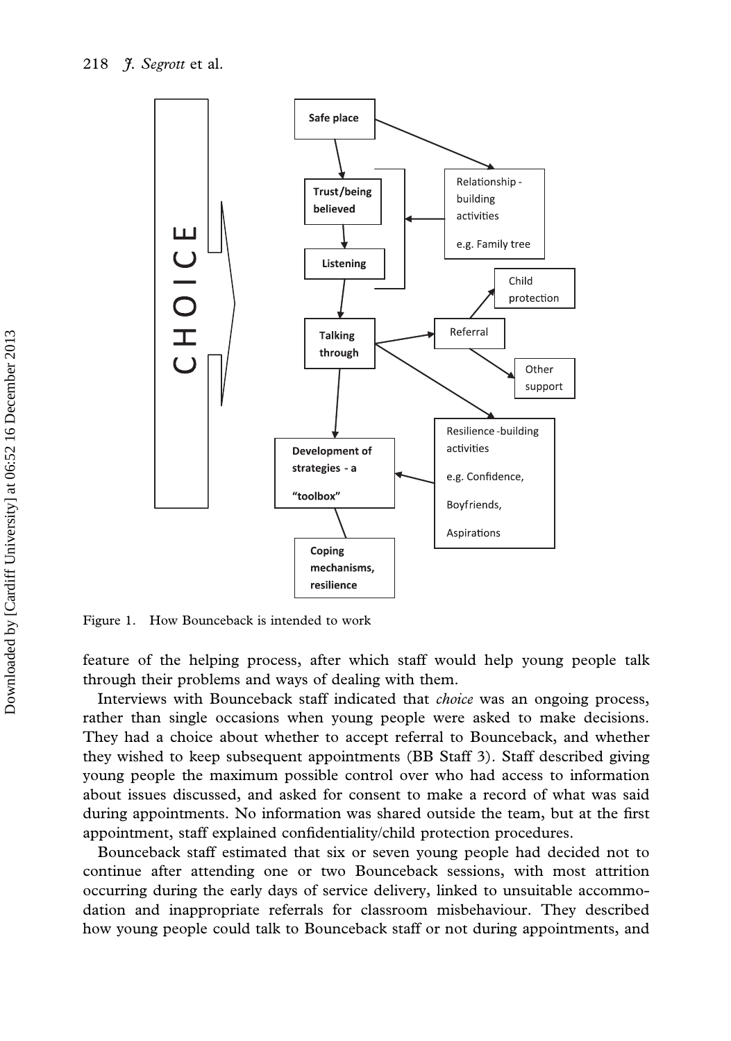Figure 1. How Bounceback is intended to work

feature of the helping process, after which staff would help young people talk through their problems and ways of dealing with them.

Interviews with Bounceback staff indicated that *choice* was an ongoing process, rather than single occasions when young people were asked to make decisions. They had a choice about whether to accept referral to Bounceback, and whether they wished to keep subsequent appointments (BB Staff 3). Staff described giving young people the maximum possible control over who had access to information about issues discussed, and asked for consent to make a record of what was said during appointments. No information was shared outside the team, but at the first appointment, staff explained confidentiality/child protection procedures.

Bounceback staff estimated that six or seven young people had decided not to continue after attending one or two Bounceback sessions, with most attrition occurring during the early days of service delivery, linked to unsuitable accommodation and inappropriate referrals for classroom misbehaviour. They described how young people could talk to Bounceback staff or not during appointments, and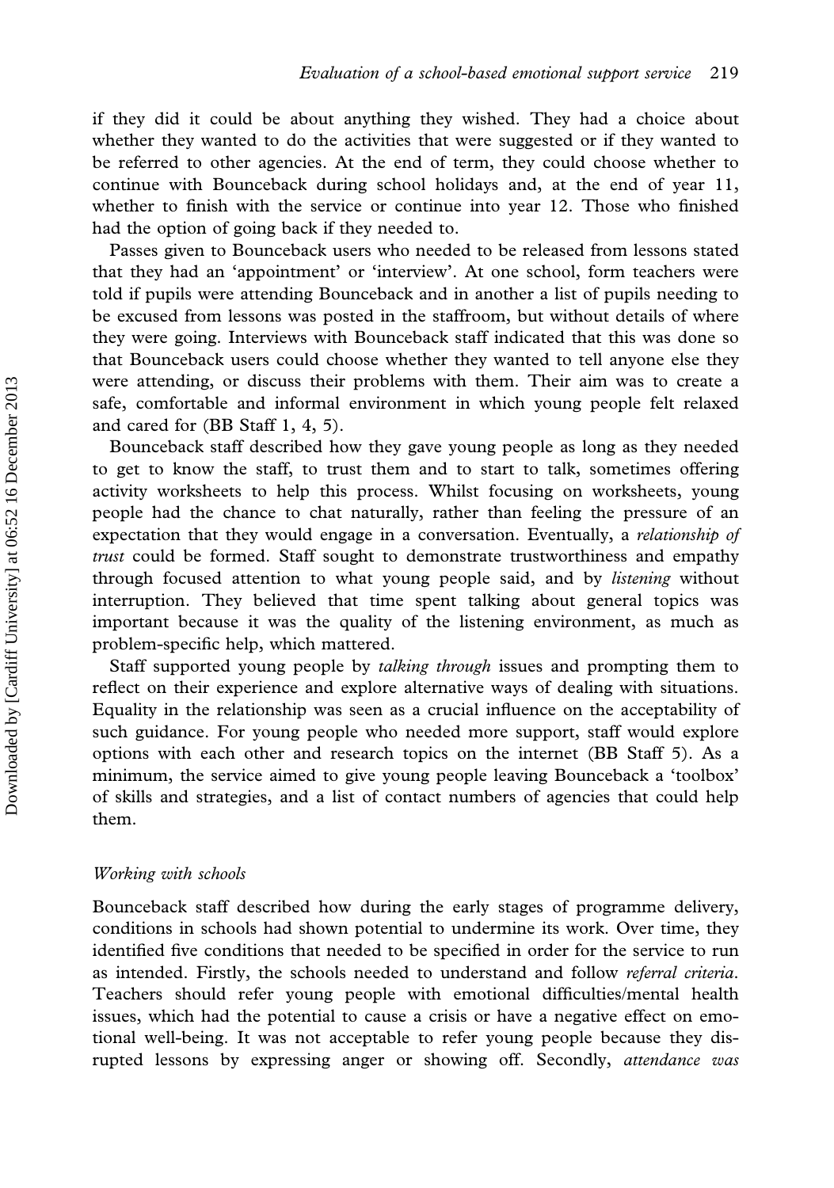if they did it could be about anything they wished. They had a choice about whether they wanted to do the activities that were suggested or if they wanted to be referred to other agencies. At the end of term, they could choose whether to continue with Bounceback during school holidays and, at the end of year 11, whether to finish with the service or continue into year 12. Those who finished had the option of going back if they needed to.

Passes given to Bounceback users who needed to be released from lessons stated that they had an 'appointment' or 'interview'. At one school, form teachers were told if pupils were attending Bounceback and in another a list of pupils needing to be excused from lessons was posted in the staffroom, but without details of where they were going. Interviews with Bounceback staff indicated that this was done so that Bounceback users could choose whether they wanted to tell anyone else they were attending, or discuss their problems with them. Their aim was to create a safe, comfortable and informal environment in which young people felt relaxed and cared for (BB Staff 1, 4, 5).

Bounceback staff described how they gave young people as long as they needed to get to know the staff, to trust them and to start to talk, sometimes offering activity worksheets to help this process. Whilst focusing on worksheets, young people had the chance to chat naturally, rather than feeling the pressure of an expectation that they would engage in a conversation. Eventually, a *relationship of trust* could be formed. Staff sought to demonstrate trustworthiness and empathy through focused attention to what young people said, and by *listening* without interruption. They believed that time spent talking about general topics was important because it was the quality of the listening environment, as much as problem-specific help, which mattered.

Staff supported young people by *talking through* issues and prompting them to reflect on their experience and explore alternative ways of dealing with situations. Equality in the relationship was seen as a crucial influence on the acceptability of such guidance. For young people who needed more support, staff would explore options with each other and research topics on the internet (BB Staff 5). As a minimum, the service aimed to give young people leaving Bounceback a 'toolbox' of skills and strategies, and a list of contact numbers of agencies that could help them.

### *Working with schools*

Bounceback staff described how during the early stages of programme delivery, conditions in schools had shown potential to undermine its work. Over time, they identified five conditions that needed to be specified in order for the service to run as intended. Firstly, the schools needed to understand and follow *referral criteria*. Teachers should refer young people with emotional difficulties/mental health issues, which had the potential to cause a crisis or have a negative effect on emotional well-being. It was not acceptable to refer young people because they disrupted lessons by expressing anger or showing off. Secondly, *attendance was*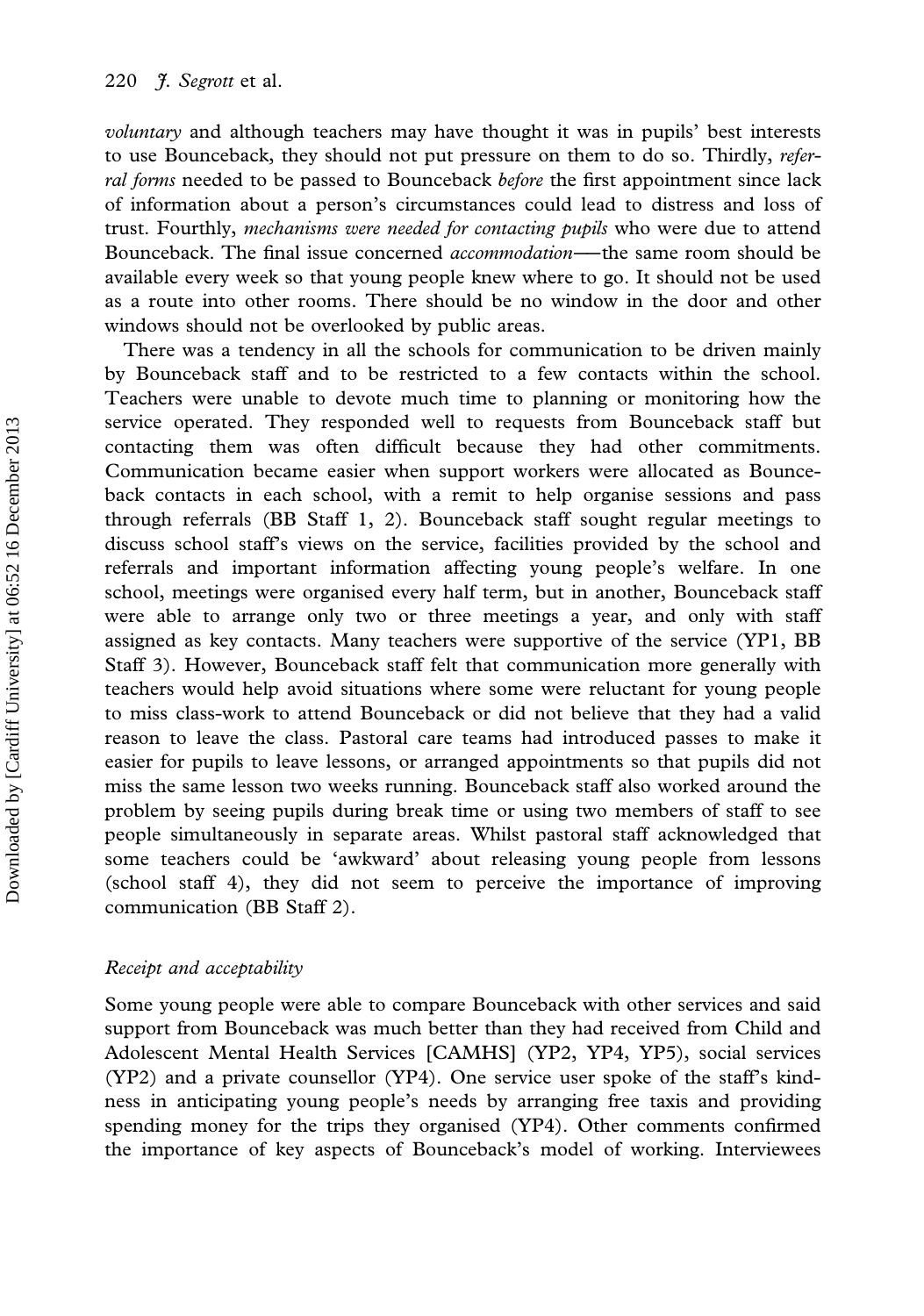*voluntary* and although teachers may have thought it was in pupils' best interests to use Bounceback, they should not put pressure on them to do so. Thirdly, *referral forms* needed to be passed to Bounceback *before* the first appointment since lack of information about a person's circumstances could lead to distress and loss of trust. Fourthly, *mechanisms were needed for contacting pupils* who were due to attend Bounceback. The final issue concerned *accommodation*—the same room should be available every week so that young people knew where to go. It should not be used as a route into other rooms. There should be no window in the door and other windows should not be overlooked by public areas.

There was a tendency in all the schools for communication to be driven mainly by Bounceback staff and to be restricted to a few contacts within the school. Teachers were unable to devote much time to planning or monitoring how the service operated. They responded well to requests from Bounceback staff but contacting them was often difficult because they had other commitments. Communication became easier when support workers were allocated as Bounceback contacts in each school, with a remit to help organise sessions and pass through referrals (BB Staff 1, 2). Bounceback staff sought regular meetings to discuss school staff's views on the service, facilities provided by the school and referrals and important information affecting young people's welfare. In one school, meetings were organised every half term, but in another, Bounceback staff were able to arrange only two or three meetings a year, and only with staff assigned as key contacts. Many teachers were supportive of the service (YP1, BB Staff 3). However, Bounceback staff felt that communication more generally with teachers would help avoid situations where some were reluctant for young people to miss class-work to attend Bounceback or did not believe that they had a valid reason to leave the class. Pastoral care teams had introduced passes to make it easier for pupils to leave lessons, or arranged appointments so that pupils did not miss the same lesson two weeks running. Bounceback staff also worked around the problem by seeing pupils during break time or using two members of staff to see people simultaneously in separate areas. Whilst pastoral staff acknowledged that some teachers could be 'awkward' about releasing young people from lessons (school staff 4), they did not seem to perceive the importance of improving communication (BB Staff 2).

### *Receipt and acceptability*

Some young people were able to compare Bounceback with other services and said support from Bounceback was much better than they had received from Child and Adolescent Mental Health Services [CAMHS] (YP2, YP4, YP5), social services (YP2) and a private counsellor (YP4). One service user spoke of the staff's kindness in anticipating young people's needs by arranging free taxis and providing spending money for the trips they organised (YP4). Other comments confirmed the importance of key aspects of Bounceback's model of working. Interviewees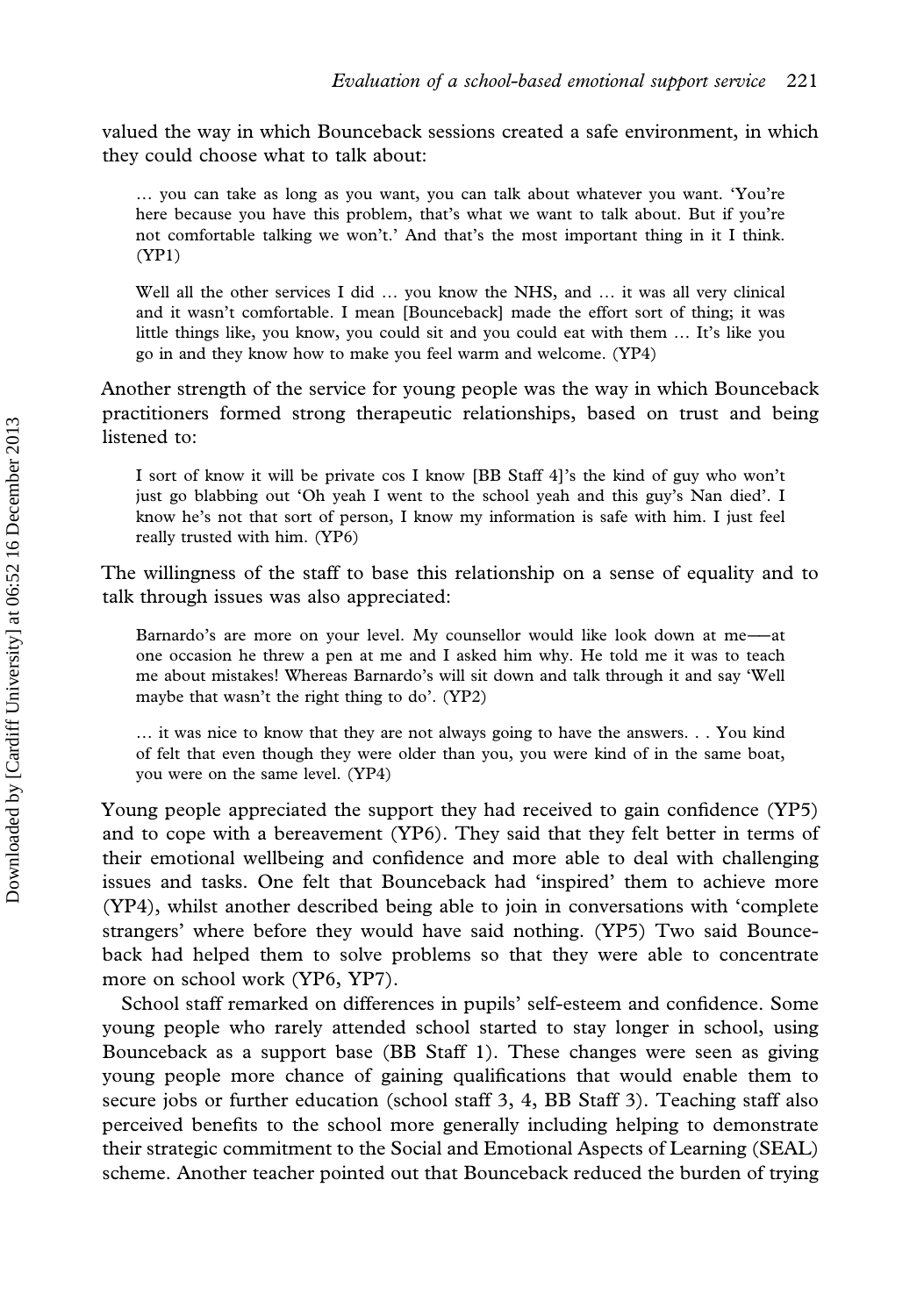valued the way in which Bounceback sessions created a safe environment, in which they could choose what to talk about:

> … you can take as long as you want, you can talk about whatever you want. 'You're here because you have this problem, that's what we want to talk about. But if you're not comfortable talking we won't.' And that's the most important thing in it I think. (YP1)

> Well all the other services I did … you know the NHS, and … it was all very clinical and it wasn't comfortable. I mean [Bounceback] made the effort sort of thing; it was little things like, you know, you could sit and you could eat with them … It's like you go in and they know how to make you feel warm and welcome. (YP4)

Another strength of the service for young people was the way in which Bounceback practitioners formed strong therapeutic relationships, based on trust and being listened to:

> I sort of know it will be private cos I know [BB Staff 4]'s the kind of guy who won't just go blabbing out 'Oh yeah I went to the school yeah and this guy's Nan died'. I know he's not that sort of person, I know my information is safe with him. I just feel really trusted with him. (YP6)

The willingness of the staff to base this relationship on a sense of equality and to talk through issues was also appreciated:

> Barnardo's are more on your level. My counsellor would like look down at me—at one occasion he threw a pen at me and I asked him why. He told me it was to teach me about mistakes! Whereas Barnardo's will sit down and talk through it and say 'Well maybe that wasn't the right thing to do'. (YP2)

> … it was nice to know that they are not always going to have the answers. . . You kind of felt that even though they were older than you, you were kind of in the same boat, you were on the same level. (YP4)

Young people appreciated the support they had received to gain confidence (YP5) and to cope with a bereavement (YP6). They said that they felt better in terms of their emotional wellbeing and confidence and more able to deal with challenging issues and tasks. One felt that Bounceback had 'inspired' them to achieve more (YP4), whilst another described being able to join in conversations with 'complete strangers' where before they would have said nothing. (YP5) Two said Bounceback had helped them to solve problems so that they were able to concentrate more on school work (YP6, YP7).

School staff remarked on differences in pupils' self-esteem and confidence. Some young people who rarely attended school started to stay longer in school, using Bounceback as a support base (BB Staff 1). These changes were seen as giving young people more chance of gaining qualifications that would enable them to secure jobs or further education (school staff 3, 4, BB Staff 3). Teaching staff also perceived benefits to the school more generally including helping to demonstrate their strategic commitment to the Social and Emotional Aspects of Learning (SEAL) scheme. Another teacher pointed out that Bounceback reduced the burden of trying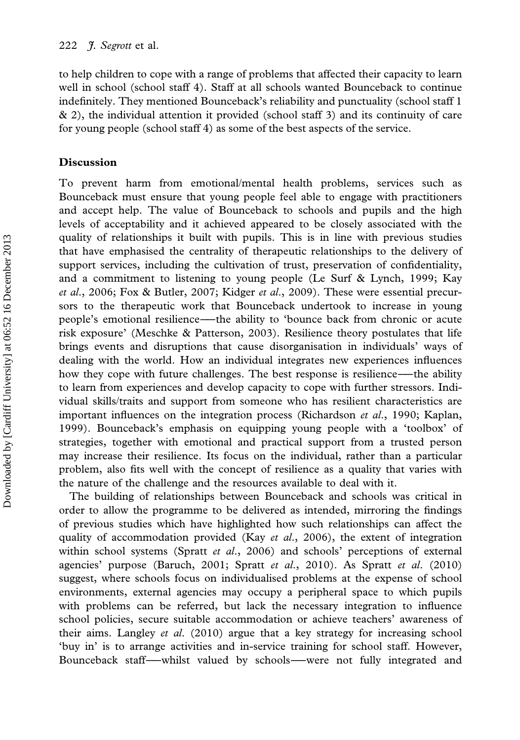to help children to cope with a range of problems that affected their capacity to learn well in school (school staff 4). Staff at all schools wanted Bounceback to continue indefinitely. They mentioned Bounceback's reliability and punctuality (school staff 1 & 2), the individual attention it provided (school staff 3) and its continuity of care for young people (school staff 4) as some of the best aspects of the service.

## Discussion

To prevent harm from emotional/mental health problems, services such as Bounceback must ensure that young people feel able to engage with practitioners and accept help. The value of Bounceback to schools and pupils and the high levels of acceptability and it achieved appeared to be closely associated with the quality of relationships it built with pupils. This is in line with previous studies that have emphasised the centrality of therapeutic relationships to the delivery of support services, including the cultivation of trust, preservation of confidentiality, and a commitment to listening to young people (Le Surf & Lynch, 1999; Kay *et al.*, 2006; Fox & Butler, 2007; Kidger *et al.*, 2009). These were essential precursors to the therapeutic work that Bounceback undertook to increase in young people's emotional resilience—the ability to 'bounce back from chronic or acute risk exposure' (Meschke & Patterson, 2003). Resilience theory postulates that life brings events and disruptions that cause disorganisation in individuals' ways of dealing with the world. How an individual integrates new experiences influences how they cope with future challenges. The best response is resilience—the ability to learn from experiences and develop capacity to cope with further stressors. Individual skills/traits and support from someone who has resilient characteristics are important influences on the integration process (Richardson *et al.*, 1990; Kaplan, 1999). Bounceback's emphasis on equipping young people with a 'toolbox' of strategies, together with emotional and practical support from a trusted person may increase their resilience. Its focus on the individual, rather than a particular problem, also fits well with the concept of resilience as a quality that varies with the nature of the challenge and the resources available to deal with it.

The building of relationships between Bounceback and schools was critical in order to allow the programme to be delivered as intended, mirroring the findings of previous studies which have highlighted how such relationships can affect the quality of accommodation provided (Kay *et al.*, 2006), the extent of integration within school systems (Spratt *et al.*, 2006) and schools' perceptions of external agencies' purpose (Baruch, 2001; Spratt *et al.*, 2010). As Spratt *et al.* (2010) suggest, where schools focus on individualised problems at the expense of school environments, external agencies may occupy a peripheral space to which pupils with problems can be referred, but lack the necessary integration to influence school policies, secure suitable accommodation or achieve teachers' awareness of their aims. Langley *et al.* (2010) argue that a key strategy for increasing school 'buy in' is to arrange activities and in-service training for school staff. However, Bounceback staff—whilst valued by schools—were not fully integrated and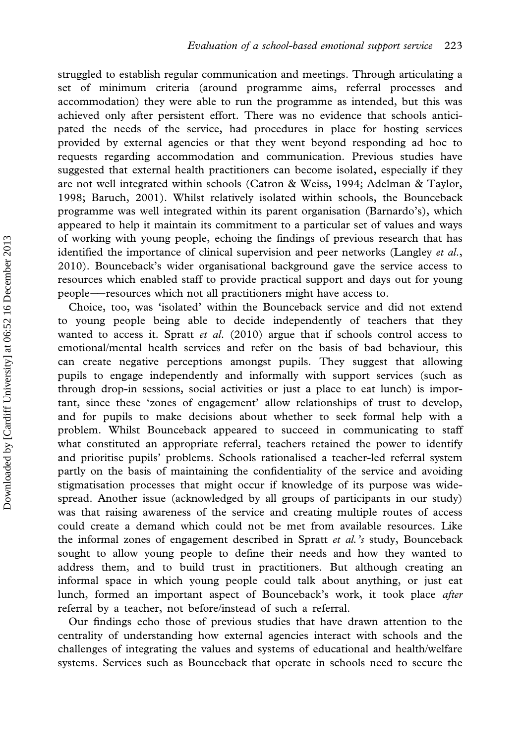struggled to establish regular communication and meetings. Through articulating a set of minimum criteria (around programme aims, referral processes and accommodation) they were able to run the programme as intended, but this was achieved only after persistent effort. There was no evidence that schools anticipated the needs of the service, had procedures in place for hosting services provided by external agencies or that they went beyond responding ad hoc to requests regarding accommodation and communication. Previous studies have suggested that external health practitioners can become isolated, especially if they are not well integrated within schools (Catron & Weiss, 1994; Adelman & Taylor, 1998; Baruch, 2001). Whilst relatively isolated within schools, the Bounceback programme was well integrated within its parent organisation (Barnardo's), which appeared to help it maintain its commitment to a particular set of values and ways of working with young people, echoing the findings of previous research that has identified the importance of clinical supervision and peer networks (Langley *et al.*, 2010). Bounceback's wider organisational background gave the service access to resources which enabled staff to provide practical support and days out for young people—resources which not all practitioners might have access to.

Choice, too, was 'isolated' within the Bounceback service and did not extend to young people being able to decide independently of teachers that they wanted to access it. Spratt *et al.* (2010) argue that if schools control access to emotional/mental health services and refer on the basis of bad behaviour, this can create negative perceptions amongst pupils. They suggest that allowing pupils to engage independently and informally with support services (such as through drop-in sessions, social activities or just a place to eat lunch) is important, since these 'zones of engagement' allow relationships of trust to develop, and for pupils to make decisions about whether to seek formal help with a problem. Whilst Bounceback appeared to succeed in communicating to staff what constituted an appropriate referral, teachers retained the power to identify and prioritise pupils' problems. Schools rationalised a teacher-led referral system partly on the basis of maintaining the confidentiality of the service and avoiding stigmatisation processes that might occur if knowledge of its purpose was widespread. Another issue (acknowledged by all groups of participants in our study) was that raising awareness of the service and creating multiple routes of access could create a demand which could not be met from available resources. Like the informal zones of engagement described in Spratt *et al.'s* study, Bounceback sought to allow young people to define their needs and how they wanted to address them, and to build trust in practitioners. But although creating an informal space in which young people could talk about anything, or just eat lunch, formed an important aspect of Bounceback's work, it took place *after* referral by a teacher, not before/instead of such a referral.

Our findings echo those of previous studies that have drawn attention to the centrality of understanding how external agencies interact with schools and the challenges of integrating the values and systems of educational and health/welfare systems. Services such as Bounceback that operate in schools need to secure the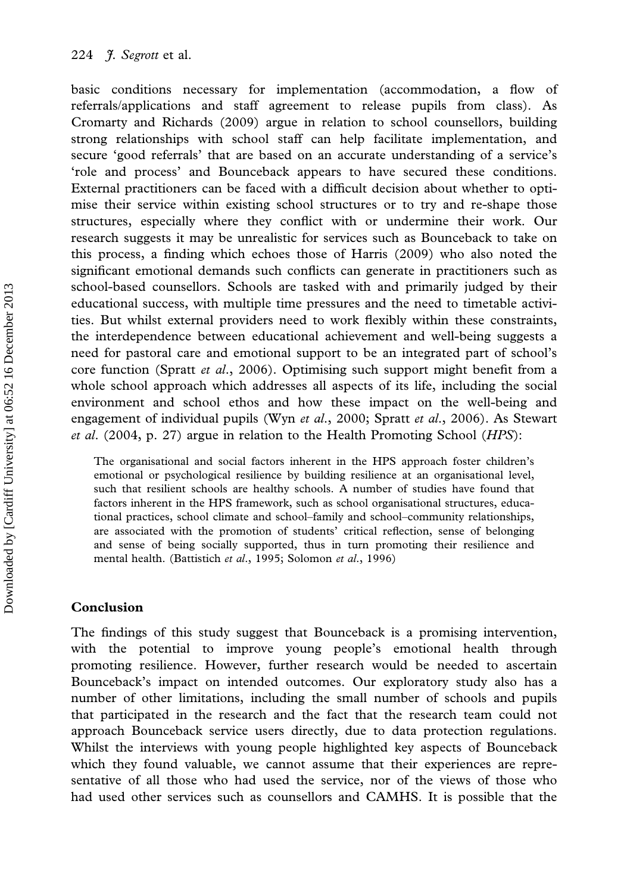basic conditions necessary for implementation (accommodation, a flow of referrals/applications and staff agreement to release pupils from class). As Cromarty and Richards (2009) argue in relation to school counsellors, building strong relationships with school staff can help facilitate implementation, and secure 'good referrals' that are based on an accurate understanding of a service's 'role and process' and Bounceback appears to have secured these conditions. External practitioners can be faced with a difficult decision about whether to optimise their service within existing school structures or to try and re-shape those structures, especially where they conflict with or undermine their work. Our research suggests it may be unrealistic for services such as Bounceback to take on this process, a finding which echoes those of Harris (2009) who also noted the significant emotional demands such conflicts can generate in practitioners such as school-based counsellors. Schools are tasked with and primarily judged by their educational success, with multiple time pressures and the need to timetable activities. But whilst external providers need to work flexibly within these constraints, the interdependence between educational achievement and well-being suggests a need for pastoral care and emotional support to be an integrated part of school's core function (Spratt *et al.*, 2006). Optimising such support might benefit from a whole school approach which addresses all aspects of its life, including the social environment and school ethos and how these impact on the well-being and engagement of individual pupils (Wyn *et al.*, 2000; Spratt *et al.*, 2006). As Stewart *et al.* (2004, p. 27) argue in relation to the Health Promoting School (*HPS*):

> The organisational and social factors inherent in the HPS approach foster children's emotional or psychological resilience by building resilience at an organisational level, such that resilient schools are healthy schools. A number of studies have found that factors inherent in the HPS framework, such as school organisational structures, educational practices, school climate and school–family and school–community relationships, are associated with the promotion of students' critical reflection, sense of belonging and sense of being socially supported, thus in turn promoting their resilience and mental health. (Battistich *et al.*, 1995; Solomon *et al.*, 1996)

## Conclusion

The findings of this study suggest that Bounceback is a promising intervention, with the potential to improve young people's emotional health through promoting resilience. However, further research would be needed to ascertain Bounceback's impact on intended outcomes. Our exploratory study also has a number of other limitations, including the small number of schools and pupils that participated in the research and the fact that the research team could not approach Bounceback service users directly, due to data protection regulations. Whilst the interviews with young people highlighted key aspects of Bounceback which they found valuable, we cannot assume that their experiences are representative of all those who had used the service, nor of the views of those who had used other services such as counsellors and CAMHS. It is possible that the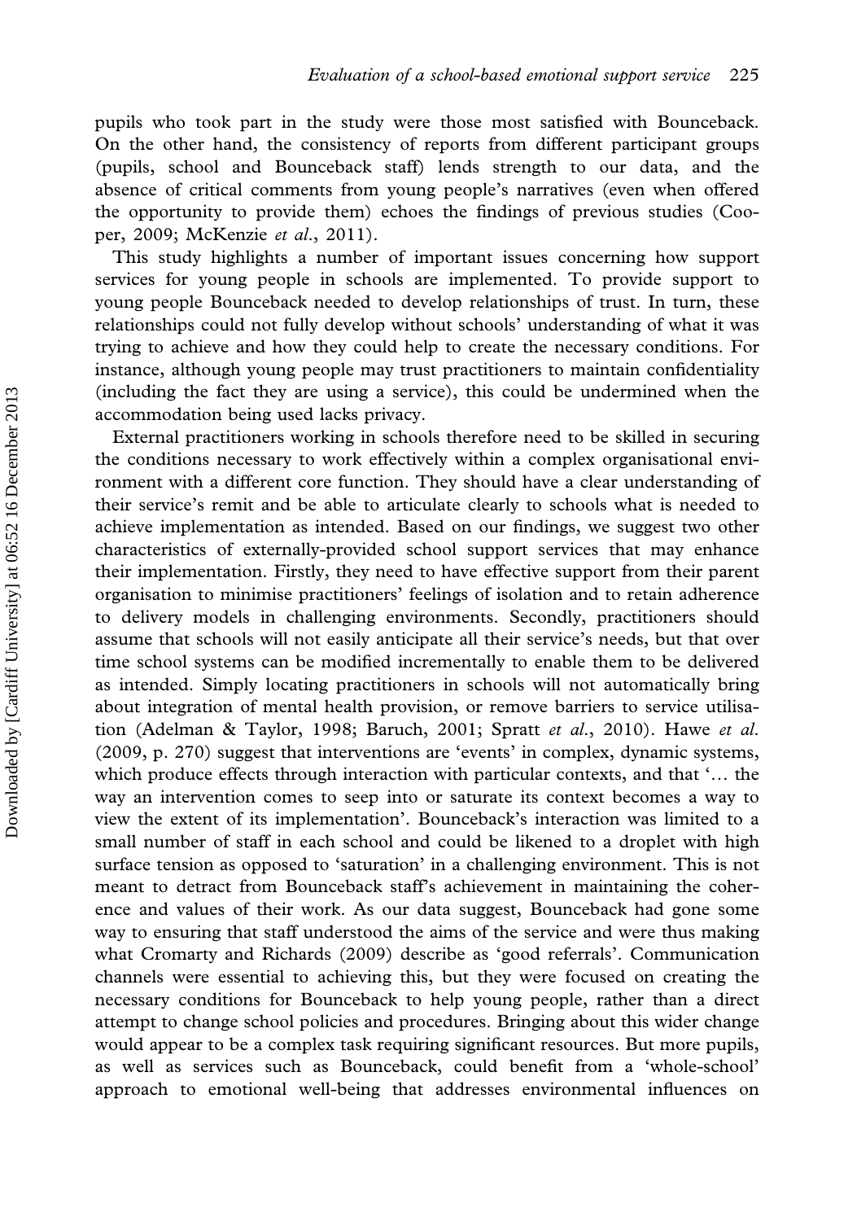pupils who took part in the study were those most satisfied with Bounceback. On the other hand, the consistency of reports from different participant groups (pupils, school and Bounceback staff) lends strength to our data, and the absence of critical comments from young people's narratives (even when offered the opportunity to provide them) echoes the findings of previous studies (Cooper, 2009; McKenzie *et al.*, 2011).

This study highlights a number of important issues concerning how support services for young people in schools are implemented. To provide support to young people Bounceback needed to develop relationships of trust. In turn, these relationships could not fully develop without schools' understanding of what it was trying to achieve and how they could help to create the necessary conditions. For instance, although young people may trust practitioners to maintain confidentiality (including the fact they are using a service), this could be undermined when the accommodation being used lacks privacy.

External practitioners working in schools therefore need to be skilled in securing the conditions necessary to work effectively within a complex organisational environment with a different core function. They should have a clear understanding of their service's remit and be able to articulate clearly to schools what is needed to achieve implementation as intended. Based on our findings, we suggest two other characteristics of externally-provided school support services that may enhance their implementation. Firstly, they need to have effective support from their parent organisation to minimise practitioners' feelings of isolation and to retain adherence to delivery models in challenging environments. Secondly, practitioners should assume that schools will not easily anticipate all their service's needs, but that over time school systems can be modified incrementally to enable them to be delivered as intended. Simply locating practitioners in schools will not automatically bring about integration of mental health provision, or remove barriers to service utilisation (Adelman & Taylor, 1998; Baruch, 2001; Spratt *et al.*, 2010). Hawe *et al.* (2009, p. 270) suggest that interventions are 'events' in complex, dynamic systems, which produce effects through interaction with particular contexts, and that '… the way an intervention comes to seep into or saturate its context becomes a way to view the extent of its implementation'. Bounceback's interaction was limited to a small number of staff in each school and could be likened to a droplet with high surface tension as opposed to 'saturation' in a challenging environment. This is not meant to detract from Bounceback staff's achievement in maintaining the coherence and values of their work. As our data suggest, Bounceback had gone some way to ensuring that staff understood the aims of the service and were thus making what Cromarty and Richards (2009) describe as 'good referrals'. Communication channels were essential to achieving this, but they were focused on creating the necessary conditions for Bounceback to help young people, rather than a direct attempt to change school policies and procedures. Bringing about this wider change would appear to be a complex task requiring significant resources. But more pupils, as well as services such as Bounceback, could benefit from a 'whole-school' approach to emotional well-being that addresses environmental influences on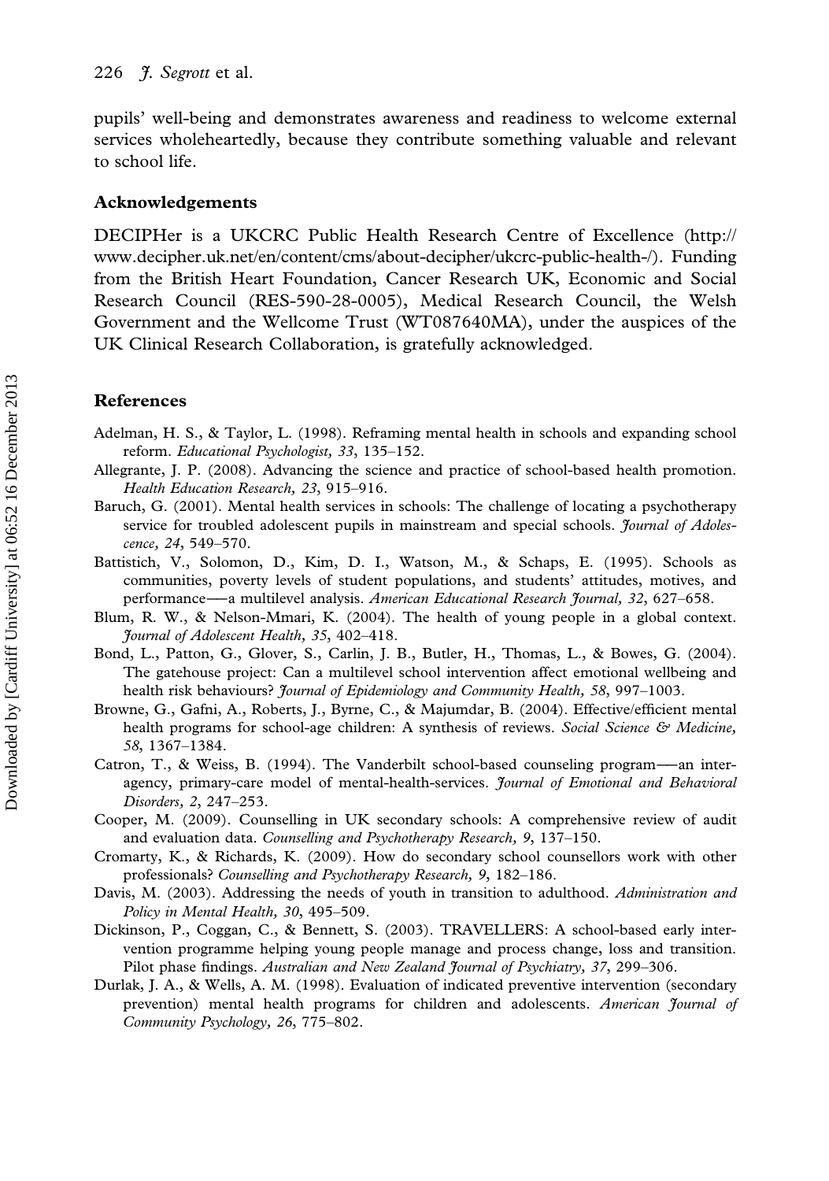pupils' well-being and demonstrates awareness and readiness to welcome external services wholeheartedly, because they contribute something valuable and relevant to school life.

## Acknowledgements

DECIPHer is a UKCRC Public Health Research Centre of Excellence (http://www.decipher.uk.net/en/content/cms/about-decipher/ukcrc-public-health-/). Funding from the British Heart Foundation, Cancer Research UK, Economic and Social Research Council (RES-590-28-0005), Medical Research Council, the Welsh Government and the Wellcome Trust (WT087640MA), under the auspices of the UK Clinical Research Collaboration, is gratefully acknowledged.

## References

Adelman, H. S., & Taylor, L. (1998). Reframing mental health in schools and expanding school reform. *Educational Psychologist, 33*, 135–152.

Allegrante, J. P. (2008). Advancing the science and practice of school-based health promotion. *Health Education Research, 23*, 915–916.

Baruch, G. (2001). Mental health services in schools: The challenge of locating a psychotherapy service for troubled adolescent pupils in mainstream and special schools. *Journal of Adolescence, 24*, 549–570.

Battistich, V., Solomon, D., Kim, D. I., Watson, M., & Schaps, E. (1995). Schools as communities, poverty levels of student populations, and students' attitudes, motives, and performance—a multilevel analysis. *American Educational Research Journal, 32*, 627–658.

Blum, R. W., & Nelson-Mmari, K. (2004). The health of young people in a global context. *Journal of Adolescent Health, 35*, 402–418.

Bond, L., Patton, G., Glover, S., Carlin, J. B., Butler, H., Thomas, L., & Bowes, G. (2004). The gatehouse project: Can a multilevel school intervention affect emotional wellbeing and health risk behaviours? *Journal of Epidemiology and Community Health, 58*, 997–1003.

Browne, G., Gafni, A., Roberts, J., Byrne, C., & Majumdar, B. (2004). Effective/efficient mental health programs for school-age children: A synthesis of reviews. *Social Science & Medicine, 58*, 1367–1384.

Catron, T., & Weiss, B. (1994). The Vanderbilt school-based counseling program—an interagency, primary-care model of mental-health-services. *Journal of Emotional and Behavioral Disorders, 2*, 247–253.

Cooper, M. (2009). Counselling in UK secondary schools: A comprehensive review of audit and evaluation data. *Counselling and Psychotherapy Research, 9*, 137–150.

Cromarty, K., & Richards, K. (2009). How do secondary school counsellors work with other professionals? *Counselling and Psychotherapy Research, 9*, 182–186.

Davis, M. (2003). Addressing the needs of youth in transition to adulthood. *Administration and Policy in Mental Health, 30*, 495–509.

Dickinson, P., Coggan, C., & Bennett, S. (2003). TRAVELLERS: A school-based early intervention programme helping young people manage and process change, loss and transition. Pilot phase findings. *Australian and New Zealand Journal of Psychiatry, 37*, 299–306.

Durlak, J. A., & Wells, A. M. (1998). Evaluation of indicated preventive intervention (secondary prevention) mental health programs for children and adolescents. *American Journal of Community Psychology, 26*, 775–802.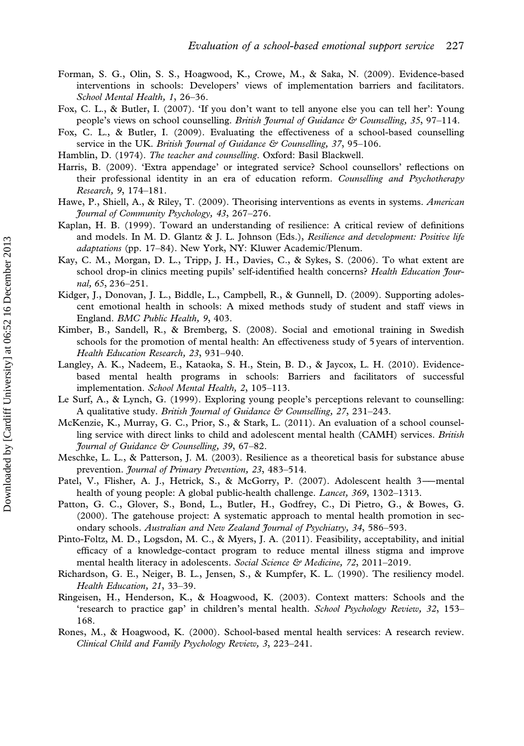Forman, S. G., Olin, S. S., Hoagwood, K., Crowe, M., & Saka, N. (2009). Evidence-based interventions in schools: Developers' views of implementation barriers and facilitators. *School Mental Health, 1*, 26–36.

Fox, C. L., & Butler, I. (2007). 'If you don't want to tell anyone else you can tell her': Young people's views on school counselling. *British Journal of Guidance & Counselling, 35*, 97–114.

Fox, C. L., & Butler, I. (2009). Evaluating the effectiveness of a school-based counselling service in the UK. *British Journal of Guidance & Counselling, 37*, 95–106.

Hamblin, D. (1974). *The teacher and counselling*. Oxford: Basil Blackwell.

Harris, B. (2009). 'Extra appendage' or integrated service? School counsellors' reflections on their professional identity in an era of education reform. *Counselling and Psychotherapy Research, 9*, 174–181.

Hawe, P., Shiell, A., & Riley, T. (2009). Theorising interventions as events in systems. *American Journal of Community Psychology, 43*, 267–276.

Kaplan, H. B. (1999). Toward an understanding of resilience: A critical review of definitions and models. In M. D. Glantz & J. L. Johnson (Eds.), *Resilience and development: Positive life adaptations* (pp. 17–84). New York, NY: Kluwer Academic/Plenum.

Kay, C. M., Morgan, D. L., Tripp, J. H., Davies, C., & Sykes, S. (2006). To what extent are school drop-in clinics meeting pupils' self-identified health concerns? *Health Education Journal, 65*, 236–251.

Kidger, J., Donovan, J. L., Biddle, L., Campbell, R., & Gunnell, D. (2009). Supporting adolescent emotional health in schools: A mixed methods study of student and staff views in England. *BMC Public Health, 9*, 403.

Kimber, B., Sandell, R., & Bremberg, S. (2008). Social and emotional training in Swedish schools for the promotion of mental health: An effectiveness study of 5 years of intervention. *Health Education Research, 23*, 931–940.

Langley, A. K., Nadeem, E., Kataoka, S. H., Stein, B. D., & Jaycox, L. H. (2010). Evidence-based mental health programs in schools: Barriers and facilitators of successful implementation. *School Mental Health, 2*, 105–113.

Le Surf, A., & Lynch, G. (1999). Exploring young people's perceptions relevant to counselling: A qualitative study. *British Journal of Guidance & Counselling, 27*, 231–243.

McKenzie, K., Murray, G. C., Prior, S., & Stark, L. (2011). An evaluation of a school counselling service with direct links to child and adolescent mental health (CAMH) services. *British Journal of Guidance & Counselling, 39*, 67–82.

Meschke, L. L., & Patterson, J. M. (2003). Resilience as a theoretical basis for substance abuse prevention. *Journal of Primary Prevention, 23*, 483–514.

Patel, V., Flisher, A. J., Hetrick, S., & McGorry, P. (2007). Adolescent health 3—mental health of young people: A global public-health challenge. *Lancet, 369*, 1302–1313.

Patton, G. C., Glover, S., Bond, L., Butler, H., Godfrey, C., Di Pietro, G., & Bowes, G. (2000). The gatehouse project: A systematic approach to mental health promotion in secondary schools. *Australian and New Zealand Journal of Psychiatry, 34*, 586–593.

Pinto-Foltz, M. D., Logsdon, M. C., & Myers, J. A. (2011). Feasibility, acceptability, and initial efficacy of a knowledge-contact program to reduce mental illness stigma and improve mental health literacy in adolescents. *Social Science & Medicine, 72*, 2011–2019.

Richardson, G. E., Neiger, B. L., Jensen, S., & Kumpfer, K. L. (1990). The resiliency model. *Health Education, 21*, 33–39.

Ringeisen, H., Henderson, K., & Hoagwood, K. (2003). Context matters: Schools and the 'research to practice gap' in children's mental health. *School Psychology Review, 32*, 153–168.

Rones, M., & Hoagwood, K. (2000). School-based mental health services: A research review. *Clinical Child and Family Psychology Review, 3*, 223–241.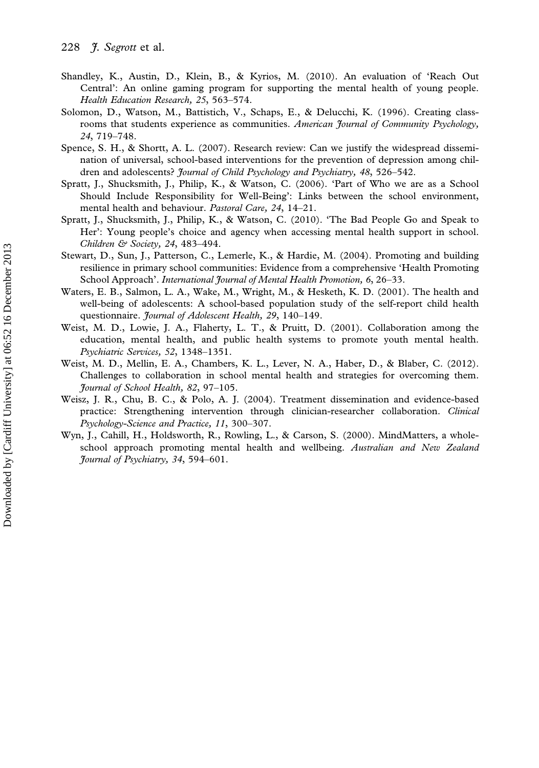Shandley, K., Austin, D., Klein, B., & Kyrios, M. (2010). An evaluation of 'Reach Out Central': An online gaming program for supporting the mental health of young people. *Health Education Research, 25*, 563–574.

Solomon, D., Watson, M., Battistich, V., Schaps, E., & Delucchi, K. (1996). Creating classrooms that students experience as communities. *American Journal of Community Psychology, 24*, 719–748.

Spence, S. H., & Shortt, A. L. (2007). Research review: Can we justify the widespread dissemination of universal, school-based interventions for the prevention of depression among children and adolescents? *Journal of Child Psychology and Psychiatry, 48*, 526–542.

Spratt, J., Shucksmith, J., Philip, K., & Watson, C. (2006). 'Part of Who we are as a School Should Include Responsibility for Well-Being': Links between the school environment, mental health and behaviour. *Pastoral Care, 24*, 14–21.

Spratt, J., Shucksmith, J., Philip, K., & Watson, C. (2010). 'The Bad People Go and Speak to Her': Young people's choice and agency when accessing mental health support in school. *Children & Society, 24*, 483–494.

Stewart, D., Sun, J., Patterson, C., Lemerle, K., & Hardie, M. (2004). Promoting and building resilience in primary school communities: Evidence from a comprehensive 'Health Promoting School Approach'. *International Journal of Mental Health Promotion, 6*, 26–33.

Waters, E. B., Salmon, L. A., Wake, M., Wright, M., & Hesketh, K. D. (2001). The health and well-being of adolescents: A school-based population study of the self-report child health questionnaire. *Journal of Adolescent Health, 29*, 140–149.

Weist, M. D., Lowie, J. A., Flaherty, L. T., & Pruitt, D. (2001). Collaboration among the education, mental health, and public health systems to promote youth mental health. *Psychiatric Services, 52*, 1348–1351.

Weist, M. D., Mellin, E. A., Chambers, K. L., Lever, N. A., Haber, D., & Blaber, C. (2012). Challenges to collaboration in school mental health and strategies for overcoming them. *Journal of School Health, 82*, 97–105.

Weisz, J. R., Chu, B. C., & Polo, A. J. (2004). Treatment dissemination and evidence-based practice: Strengthening intervention through clinician-researcher collaboration. *Clinical Psychology-Science and Practice, 11*, 300–307.

Wyn, J., Cahill, H., Holdsworth, R., Rowling, L., & Carson, S. (2000). MindMatters, a whole-school approach promoting mental health and wellbeing. *Australian and New Zealand Journal of Psychiatry, 34*, 594–601.